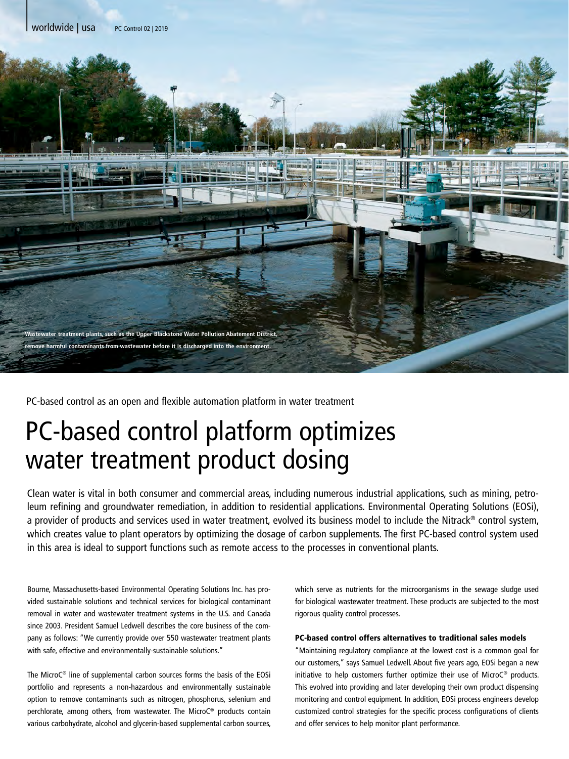Wastewater treatment plants, such as the Upper Blackstone Water Pollution Abatement District, remove harmful contaminants from wastewater before it is discharged into the environment.

PC-based control as an open and flexible automation platform in water treatment

# PC-based control platform optimizes water treatment product dosing

Clean water is vital in both consumer and commercial areas, including numerous industrial applications, such as mining, petroleum refining and groundwater remediation, in addition to residential applications. Environmental Operating Solutions (EOSi), a provider of products and services used in water treatment, evolved its business model to include the Nitrack® control system, which creates value to plant operators by optimizing the dosage of carbon supplements. The first PC-based control system used in this area is ideal to support functions such as remote access to the processes in conventional plants.

Bourne, Massachusetts-based Environmental Operating Solutions Inc. has provided sustainable solutions and technical services for biological contaminant removal in water and wastewater treatment systems in the U.S. and Canada since 2003. President Samuel Ledwell describes the core business of the company as follows: "We currently provide over 550 wastewater treatment plants with safe, effective and environmentally-sustainable solutions."

The MicroC® line of supplemental carbon sources forms the basis of the EOSi portfolio and represents a non-hazardous and environmentally sustainable option to remove contaminants such as nitrogen, phosphorus, selenium and perchlorate, among others, from wastewater. The MicroC® products contain various carbohydrate, alcohol and glycerin-based supplemental carbon sources, which serve as nutrients for the microorganisms in the sewage sludge used for biological wastewater treatment. These products are subjected to the most rigorous quality control processes.

### PC-based control offers alternatives to traditional sales models

"Maintaining regulatory compliance at the lowest cost is a common goal for our customers," says Samuel Ledwell. About five years ago, EOSi began a new initiative to help customers further optimize their use of MicroC® products. This evolved into providing and later developing their own product dispensing monitoring and control equipment. In addition, EOSi process engineers develop customized control strategies for the specific process configurations of clients and offer services to help monitor plant performance.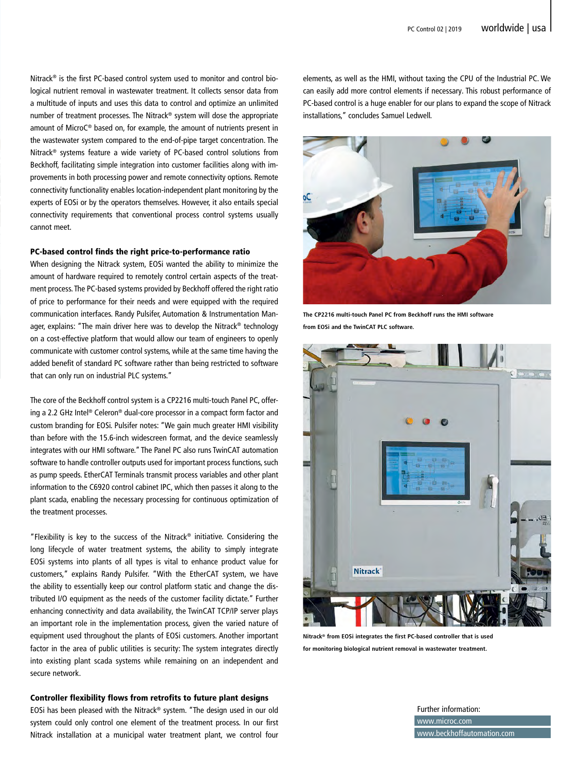Nitrack® is the first PC-based control system used to monitor and control biological nutrient removal in wastewater treatment. It collects sensor data from a multitude of inputs and uses this data to control and optimize an unlimited number of treatment processes. The Nitrack® system will dose the appropriate amount of MicroC® based on, for example, the amount of nutrients present in the wastewater system compared to the end-of-pipe target concentration. The Nitrack® systems feature a wide variety of PC-based control solutions from Beckhoff, facilitating simple integration into customer facilities along with improvements in both processing power and remote connectivity options. Remote connectivity functionality enables location-independent plant monitoring by the experts of EOSi or by the operators themselves. However, it also entails special connectivity requirements that conventional process control systems usually cannot meet.

### PC-based control finds the right price-to-performance ratio

When designing the Nitrack system, EOSi wanted the ability to minimize the amount of hardware required to remotely control certain aspects of the treatment process. The PC-based systems provided by Beckhoff offered the right ratio of price to performance for their needs and were equipped with the required communication interfaces. Randy Pulsifer, Automation & Instrumentation Manager, explains: "The main driver here was to develop the Nitrack® technology on a cost-effective platform that would allow our team of engineers to openly communicate with customer control systems, while at the same time having the added benefit of standard PC software rather than being restricted to software that can only run on industrial PLC systems."

The core of the Beckhoff control system is a CP2216 multi-touch Panel PC, offering a 2.2 GHz Intel® Celeron® dual-core processor in a compact form factor and custom branding for EOSi. Pulsifer notes: "We gain much greater HMI visibility than before with the 15.6-inch widescreen format, and the device seamlessly integrates with our HMI software." The Panel PC also runs TwinCAT automation software to handle controller outputs used for important process functions, such as pump speeds. EtherCAT Terminals transmit process variables and other plant information to the C6920 control cabinet IPC, which then passes it along to the plant scada, enabling the necessary processing for continuous optimization of the treatment processes.

"Flexibility is key to the success of the Nitrack® initiative. Considering the long lifecycle of water treatment systems, the ability to simply integrate EOSi systems into plants of all types is vital to enhance product value for customers," explains Randy Pulsifer. "With the EtherCAT system, we have the ability to essentially keep our control platform static and change the distributed I/O equipment as the needs of the customer facility dictate." Further enhancing connectivity and data availability, the TwinCAT TCP/IP server plays an important role in the implementation process, given the varied nature of equipment used throughout the plants of EOSi customers. Another important factor in the area of public utilities is security: The system integrates directly into existing plant scada systems while remaining on an independent and secure network.

### Controller flexibility flows from retrofits to future plant designs

EOSi has been pleased with the Nitrack® system. "The design used in our old system could only control one element of the treatment process. In our first Nitrack installation at a municipal water treatment plant, we control four elements, as well as the HMI, without taxing the CPU of the Industrial PC. We can easily add more control elements if necessary. This robust performance of PC-based control is a huge enabler for our plans to expand the scope of Nitrack installations," concludes Samuel Ledwell.

**The CP2216 multi-touch Panel PC from Beckhoff runs the HMI software from EOSi and the TwinCAT PLC software.**

**Nitrack® from EOSi integrates the first PC-based controller that is used for monitoring biological nutrient removal in wastewater treatment.**

Further information:
www.microc.com
www.beckhoffautomation.com